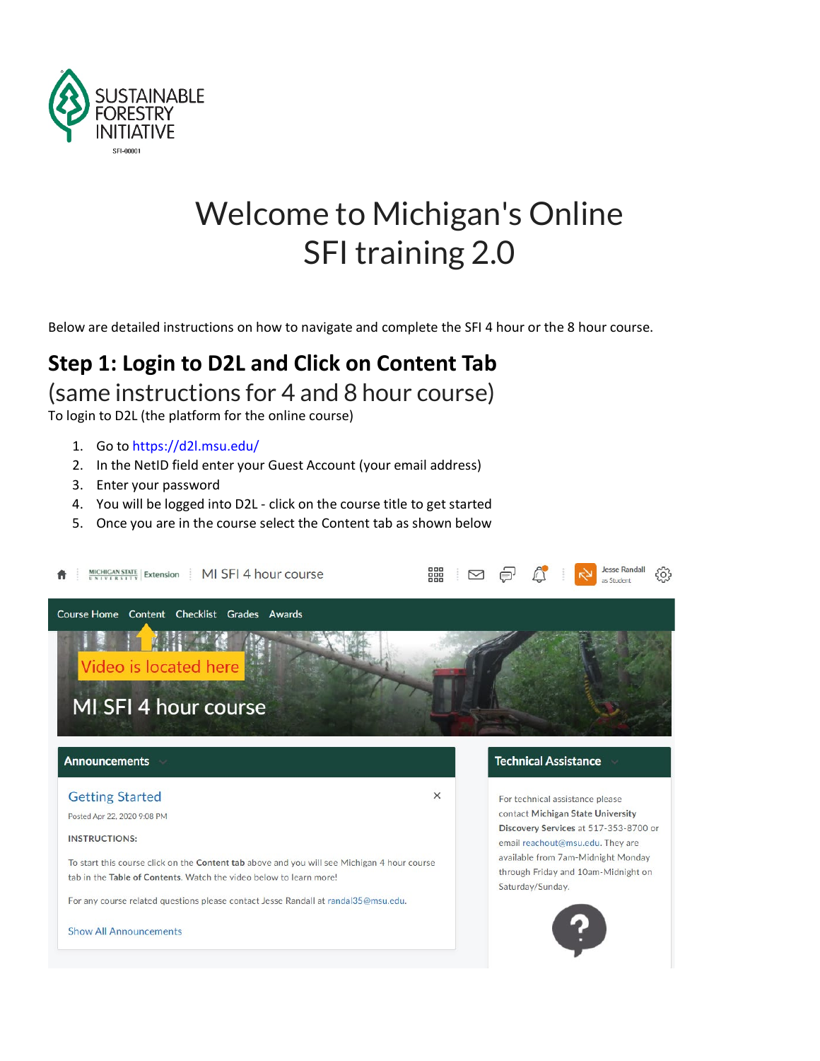# Welcome to Michigan's Online SFI training 2.0

Below are detailed instructions on how to navigate and complete the SFI 4 hour or the 8 hour course.

## Step 1: Login to D2L and Click on Content Tab

(same instructions for 4 and 8 hour course)

To login to D2L (the platform for the online course)

1. Go to https://d2l.msu.edu/
2. In the NetID field enter your Guest Account (your email address)
3. Enter your password
4. You will be logged into D2L - click on the course title to get started
5. Once you are in the course select the Content tab as shown below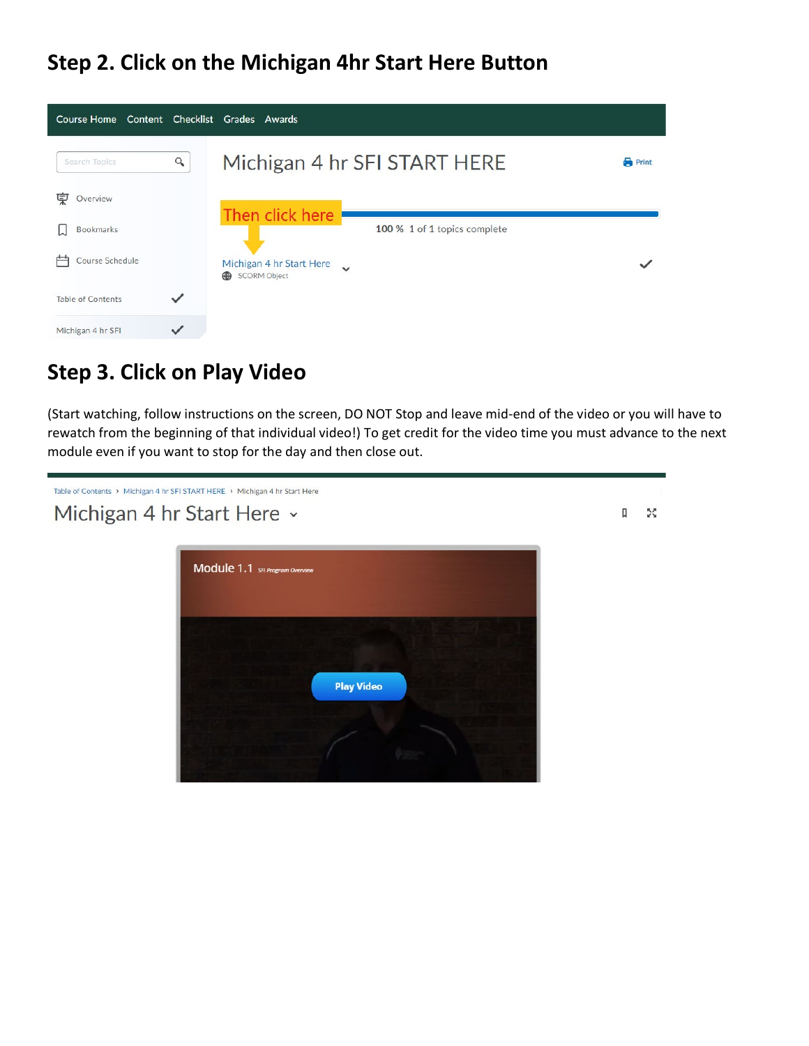## Step 2. Click on the Michigan 4hr Start Here Button

Course Home Content Checklist Grades Awards

Search Topics

Overview

Bookmarks

Course Schedule

Table of Contents

Michigan 4 hr SFI

Michigan 4 hr SFI START HERE

Print

Then click here

100 % 1 of 1 topics complete

Michigan 4 hr Start Here

SCORM Object

## Step 3. Click on Play Video

(Start watching, follow instructions on the screen, DO NOT Stop and leave mid-end of the video or you will have to rewatch from the beginning of that individual video!) To get credit for the video time you must advance to the next module even if you want to stop for the day and then close out.

Table of Contents › Michigan 4 hr SFI START HERE › Michigan 4 hr Start Here

Michigan 4 hr Start Here

Module 1.1 SFI Program Overview

Play Video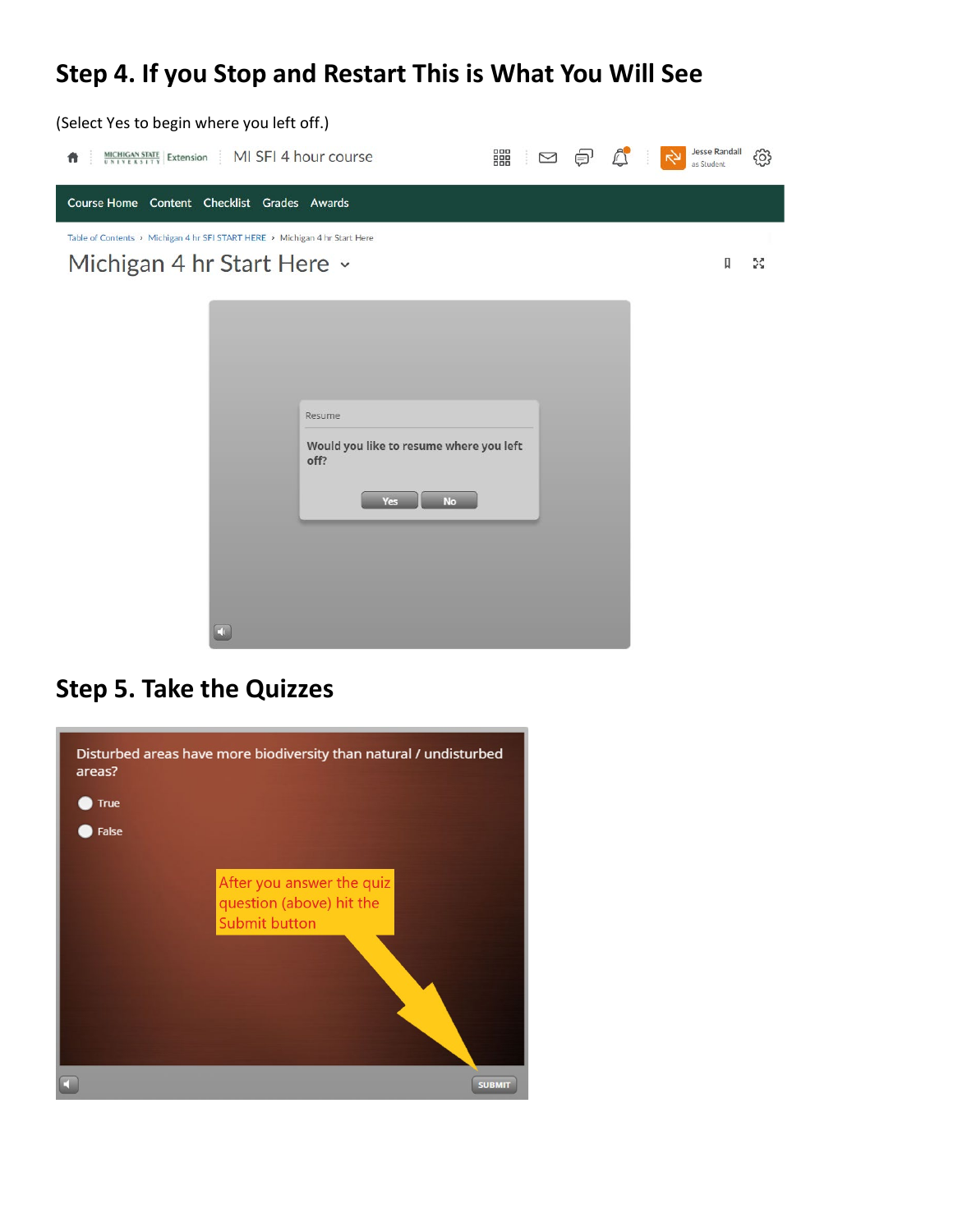## Step 4. If you Stop and Restart This is What You Will See

(Select Yes to begin where you left off.)

## Step 5. Take the Quizzes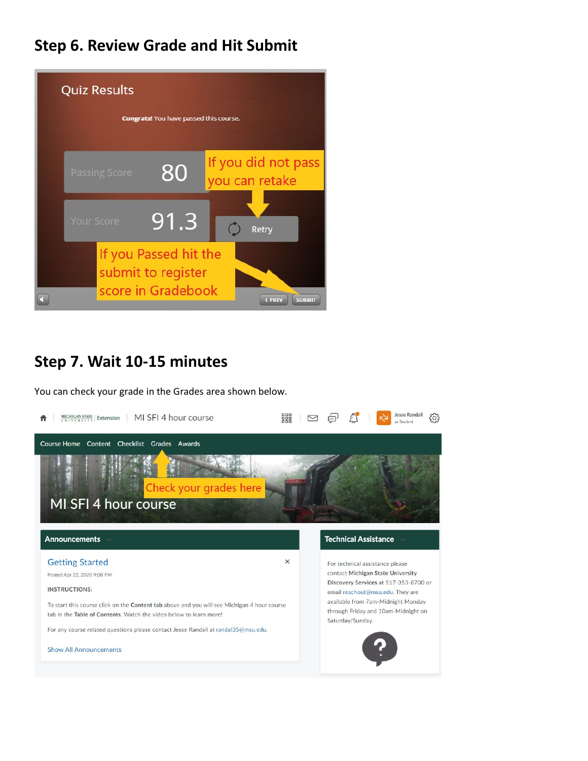## Step 6. Review Grade and Hit Submit

Quiz Results

**Congrats!** You have passed this course.

Passing Score 80

Your Score 91.3

If you did not pass you can retake

Retry

If you Passed hit the submit to register score in Gradebook

PREV SUBMIT

## Step 7. Wait 10-15 minutes

You can check your grade in the Grades area shown below.

MICHIGAN STATE UNIVERSITY | Extension | MI SFI 4 hour course

Jesse Randall as Student

Course Home Content Checklist Grades Awards

Check your grades here

MI SFI 4 hour course

**Announcements**

Getting Started

Posted Apr 22, 2020 9:08 PM

INSTRUCTIONS:

To start this course click on the **Content** tab above and you will see Michigan 4 hour course tab in the **Table of Contents**. Watch the video below to learn more!

For any course related questions please contact Jesse Randall at randal35@msu.edu.

Show All Announcements

**Technical Assistance**

For technical assistance please contact **Michigan State University Discovery Services** at 517-353-8700 or email reachout@msu.edu. They are available from 7am-Midnight Monday through Friday and 10am-Midnight on Saturday/Sunday.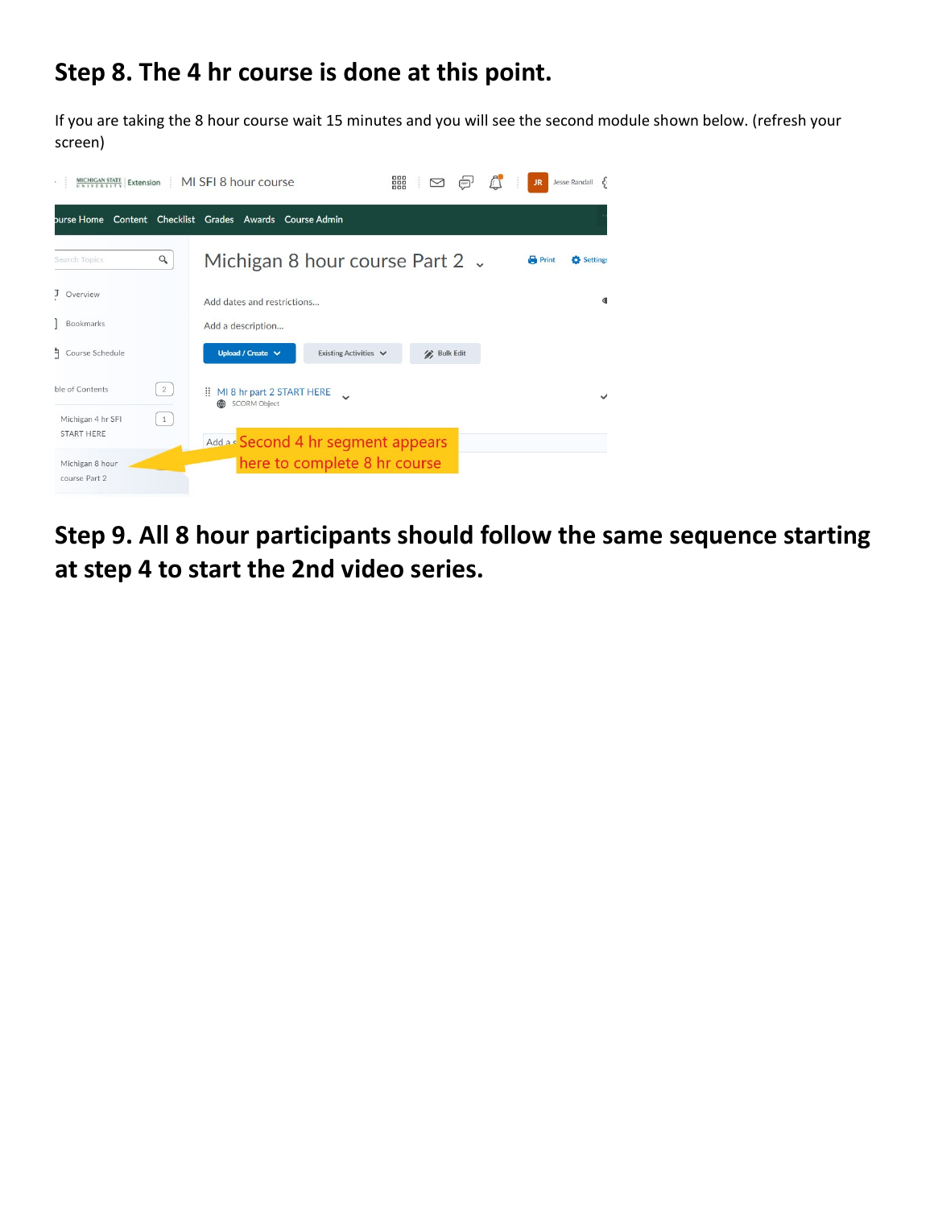## Step 8. The 4 hr course is done at this point.

If you are taking the 8 hour course wait 15 minutes and you will see the second module shown below. (refresh your screen)

## Step 9. All 8 hour participants should follow the same sequence starting at step 4 to start the 2nd video series.